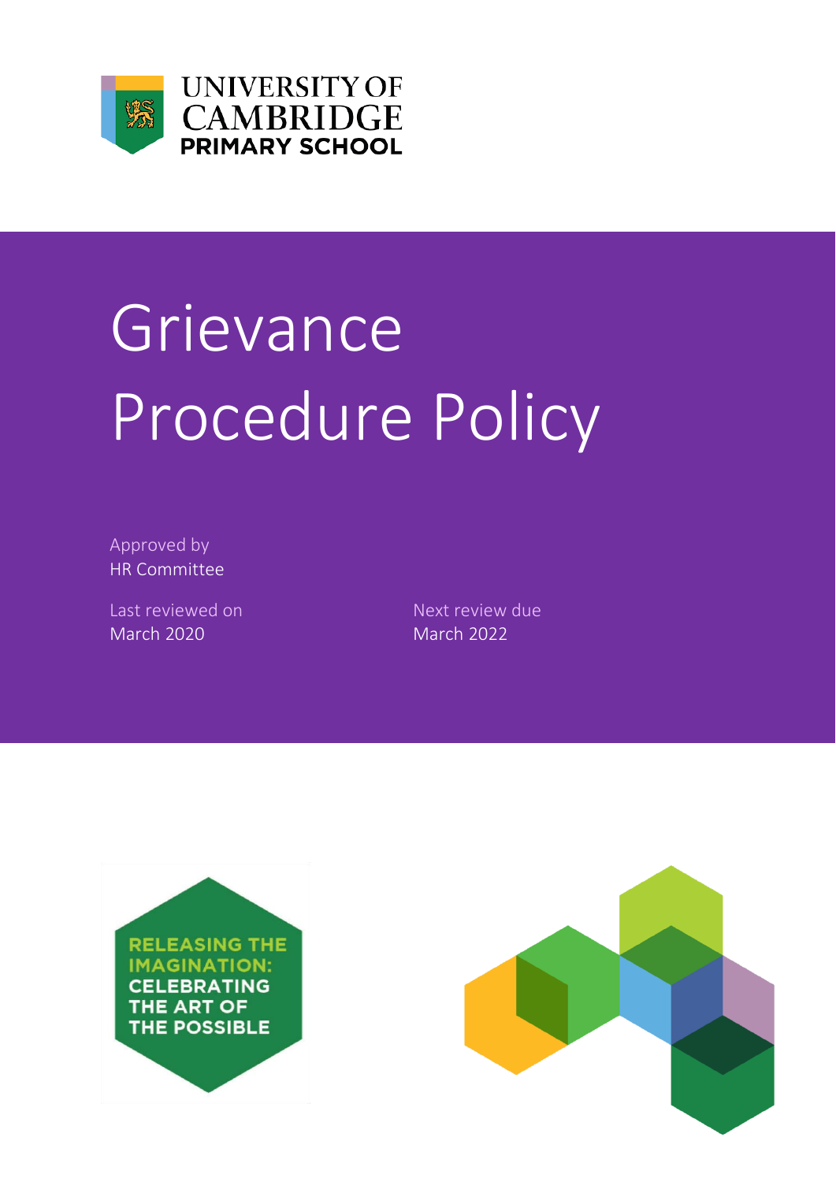UNIVERSITY OF CAMBRIDGE PRIMARY SCHOOL

# Grievance Procedure Policy

Approved by
HR Committee

Last reviewed on
March 2020

Next review due
March 2022

RELEASING THE IMAGINATION: CELEBRATING THE ART OF THE POSSIBLE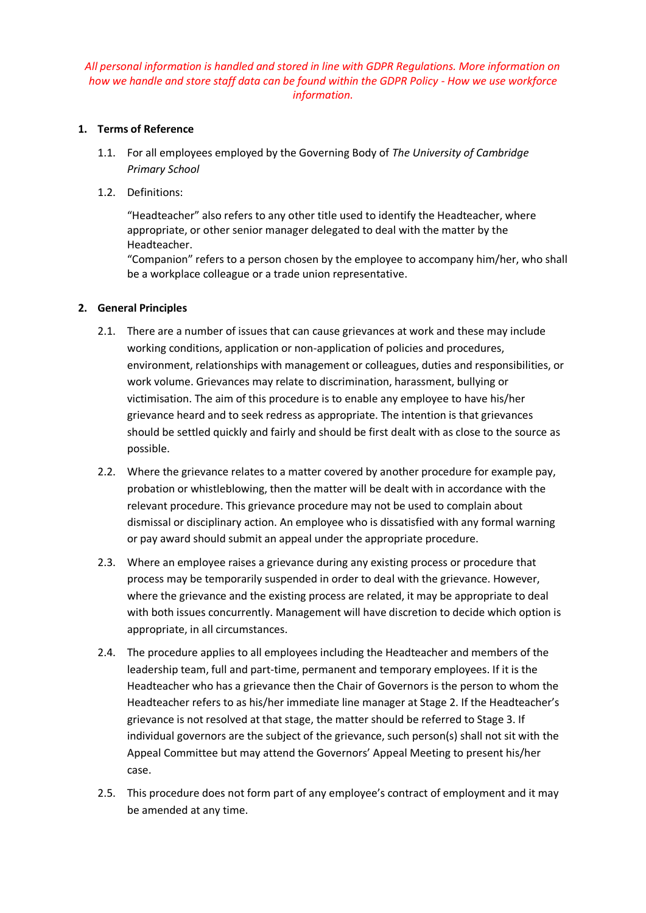*All personal information is handled and stored in line with GDPR Regulations. More information on how we handle and store staff data can be found within the GDPR Policy - How we use workforce information.*

## 1. Terms of Reference

1.1. For all employees employed by the Governing Body of *The University of Cambridge Primary School*

1.2. Definitions:

"Headteacher" also refers to any other title used to identify the Headteacher, where appropriate, or other senior manager delegated to deal with the matter by the Headteacher.
"Companion" refers to a person chosen by the employee to accompany him/her, who shall be a workplace colleague or a trade union representative.

## 2. General Principles

2.1. There are a number of issues that can cause grievances at work and these may include working conditions, application or non-application of policies and procedures, environment, relationships with management or colleagues, duties and responsibilities, or work volume. Grievances may relate to discrimination, harassment, bullying or victimisation. The aim of this procedure is to enable any employee to have his/her grievance heard and to seek redress as appropriate. The intention is that grievances should be settled quickly and fairly and should be first dealt with as close to the source as possible.

2.2. Where the grievance relates to a matter covered by another procedure for example pay, probation or whistleblowing, then the matter will be dealt with in accordance with the relevant procedure. This grievance procedure may not be used to complain about dismissal or disciplinary action. An employee who is dissatisfied with any formal warning or pay award should submit an appeal under the appropriate procedure.

2.3. Where an employee raises a grievance during any existing process or procedure that process may be temporarily suspended in order to deal with the grievance. However, where the grievance and the existing process are related, it may be appropriate to deal with both issues concurrently. Management will have discretion to decide which option is appropriate, in all circumstances.

2.4. The procedure applies to all employees including the Headteacher and members of the leadership team, full and part-time, permanent and temporary employees. If it is the Headteacher who has a grievance then the Chair of Governors is the person to whom the Headteacher refers to as his/her immediate line manager at Stage 2. If the Headteacher's grievance is not resolved at that stage, the matter should be referred to Stage 3. If individual governors are the subject of the grievance, such person(s) shall not sit with the Appeal Committee but may attend the Governors' Appeal Meeting to present his/her case.

2.5. This procedure does not form part of any employee's contract of employment and it may be amended at any time.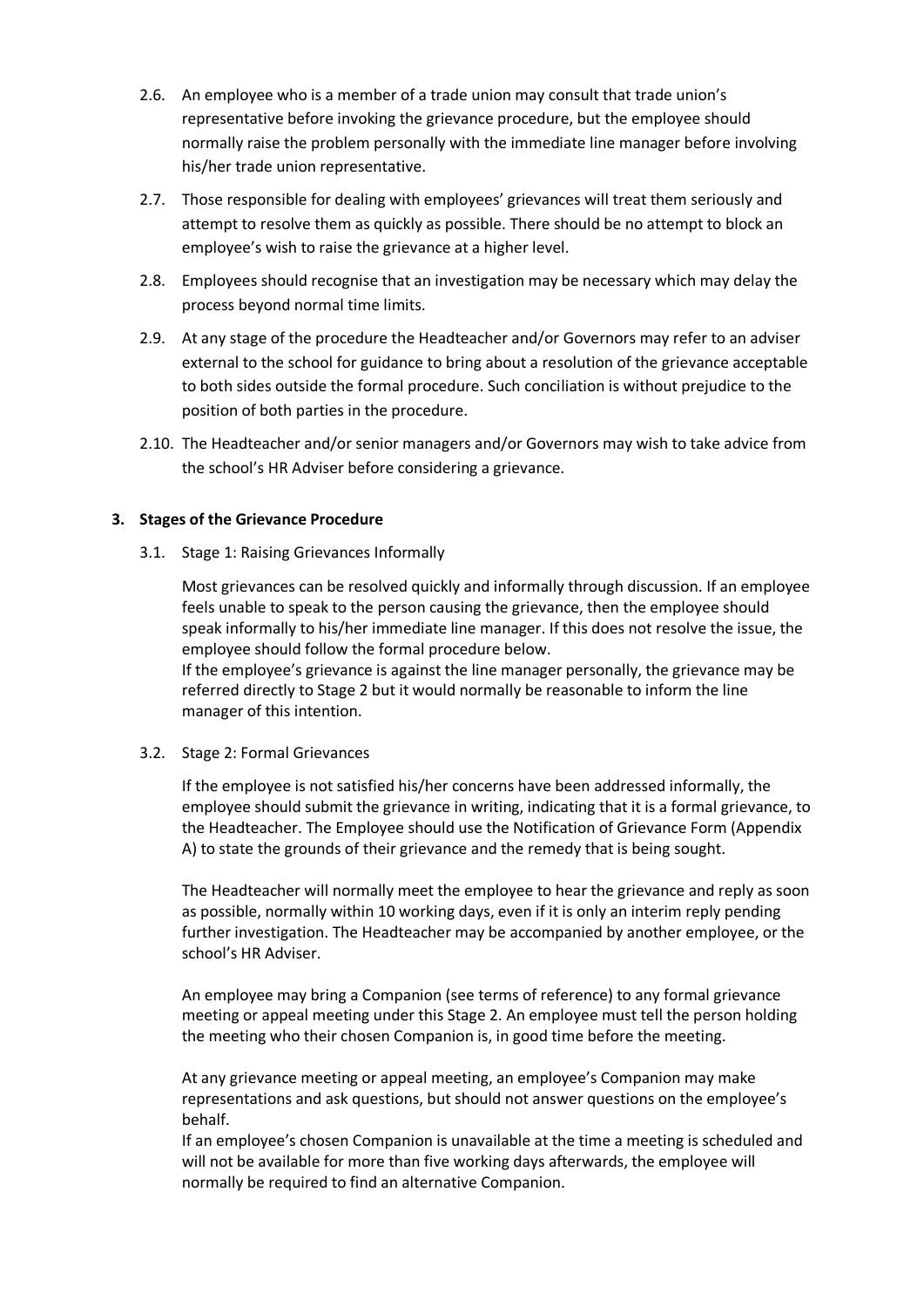2.6. An employee who is a member of a trade union may consult that trade union's representative before invoking the grievance procedure, but the employee should normally raise the problem personally with the immediate line manager before involving his/her trade union representative.

2.7. Those responsible for dealing with employees' grievances will treat them seriously and attempt to resolve them as quickly as possible. There should be no attempt to block an employee's wish to raise the grievance at a higher level.

2.8. Employees should recognise that an investigation may be necessary which may delay the process beyond normal time limits.

2.9. At any stage of the procedure the Headteacher and/or Governors may refer to an adviser external to the school for guidance to bring about a resolution of the grievance acceptable to both sides outside the formal procedure. Such conciliation is without prejudice to the position of both parties in the procedure.

2.10. The Headteacher and/or senior managers and/or Governors may wish to take advice from the school's HR Adviser before considering a grievance.

## 3. Stages of the Grievance Procedure

3.1. Stage 1: Raising Grievances Informally

Most grievances can be resolved quickly and informally through discussion. If an employee feels unable to speak to the person causing the grievance, then the employee should speak informally to his/her immediate line manager. If this does not resolve the issue, the employee should follow the formal procedure below.
If the employee's grievance is against the line manager personally, the grievance may be referred directly to Stage 2 but it would normally be reasonable to inform the line manager of this intention.

3.2. Stage 2: Formal Grievances

If the employee is not satisfied his/her concerns have been addressed informally, the employee should submit the grievance in writing, indicating that it is a formal grievance, to the Headteacher. The Employee should use the Notification of Grievance Form (Appendix A) to state the grounds of their grievance and the remedy that is being sought.

The Headteacher will normally meet the employee to hear the grievance and reply as soon as possible, normally within 10 working days, even if it is only an interim reply pending further investigation. The Headteacher may be accompanied by another employee, or the school's HR Adviser.

An employee may bring a Companion (see terms of reference) to any formal grievance meeting or appeal meeting under this Stage 2. An employee must tell the person holding the meeting who their chosen Companion is, in good time before the meeting.

At any grievance meeting or appeal meeting, an employee's Companion may make representations and ask questions, but should not answer questions on the employee's behalf.
If an employee's chosen Companion is unavailable at the time a meeting is scheduled and will not be available for more than five working days afterwards, the employee will normally be required to find an alternative Companion.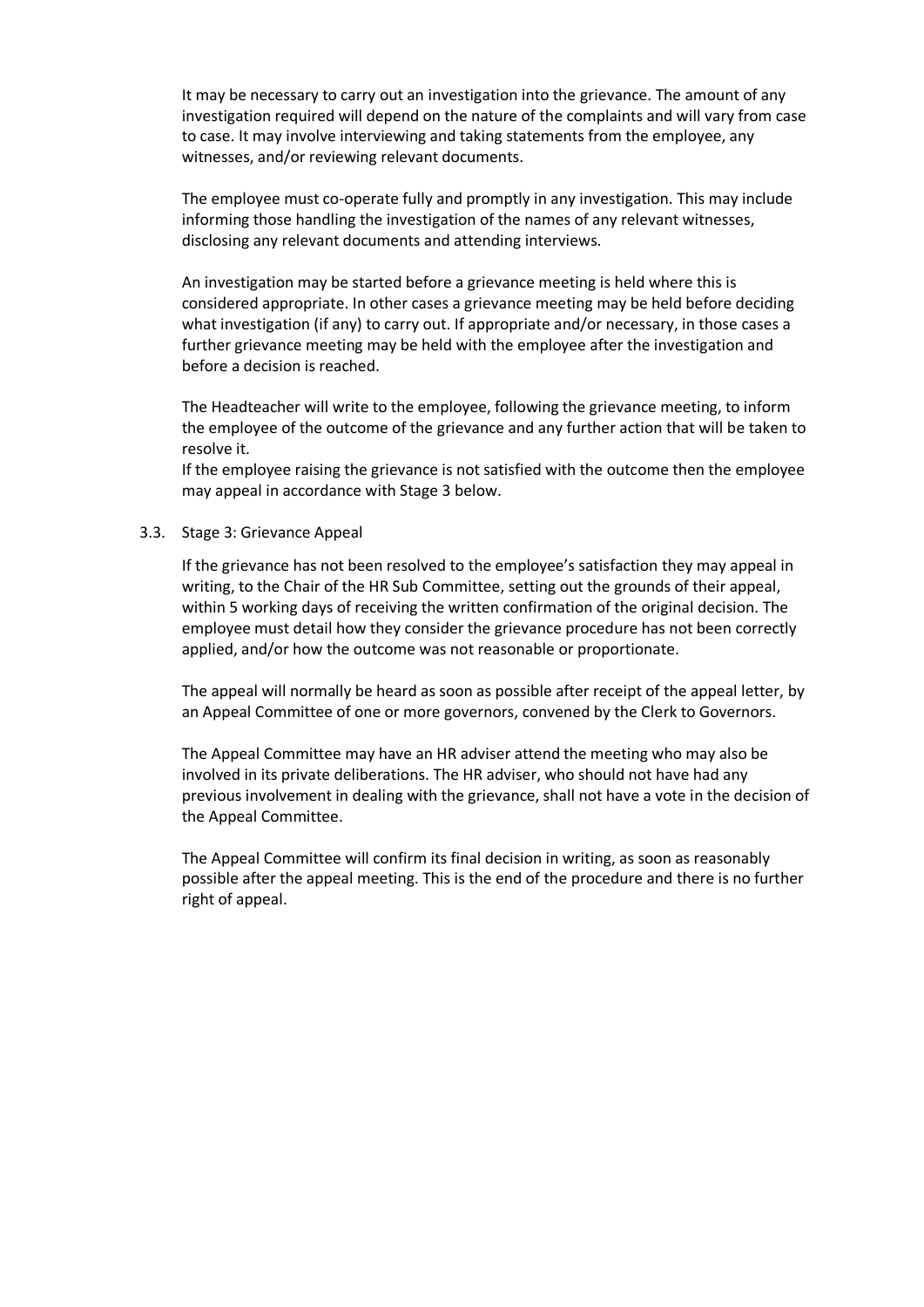It may be necessary to carry out an investigation into the grievance. The amount of any investigation required will depend on the nature of the complaints and will vary from case to case. It may involve interviewing and taking statements from the employee, any witnesses, and/or reviewing relevant documents.

The employee must co-operate fully and promptly in any investigation. This may include informing those handling the investigation of the names of any relevant witnesses, disclosing any relevant documents and attending interviews.

An investigation may be started before a grievance meeting is held where this is considered appropriate. In other cases a grievance meeting may be held before deciding what investigation (if any) to carry out. If appropriate and/or necessary, in those cases a further grievance meeting may be held with the employee after the investigation and before a decision is reached.

The Headteacher will write to the employee, following the grievance meeting, to inform the employee of the outcome of the grievance and any further action that will be taken to resolve it.

If the employee raising the grievance is not satisfied with the outcome then the employee may appeal in accordance with Stage 3 below.

### 3.3. Stage 3: Grievance Appeal

If the grievance has not been resolved to the employee's satisfaction they may appeal in writing, to the Chair of the HR Sub Committee, setting out the grounds of their appeal, within 5 working days of receiving the written confirmation of the original decision. The employee must detail how they consider the grievance procedure has not been correctly applied, and/or how the outcome was not reasonable or proportionate.

The appeal will normally be heard as soon as possible after receipt of the appeal letter, by an Appeal Committee of one or more governors, convened by the Clerk to Governors.

The Appeal Committee may have an HR adviser attend the meeting who may also be involved in its private deliberations. The HR adviser, who should not have had any previous involvement in dealing with the grievance, shall not have a vote in the decision of the Appeal Committee.

The Appeal Committee will confirm its final decision in writing, as soon as reasonably possible after the appeal meeting. This is the end of the procedure and there is no further right of appeal.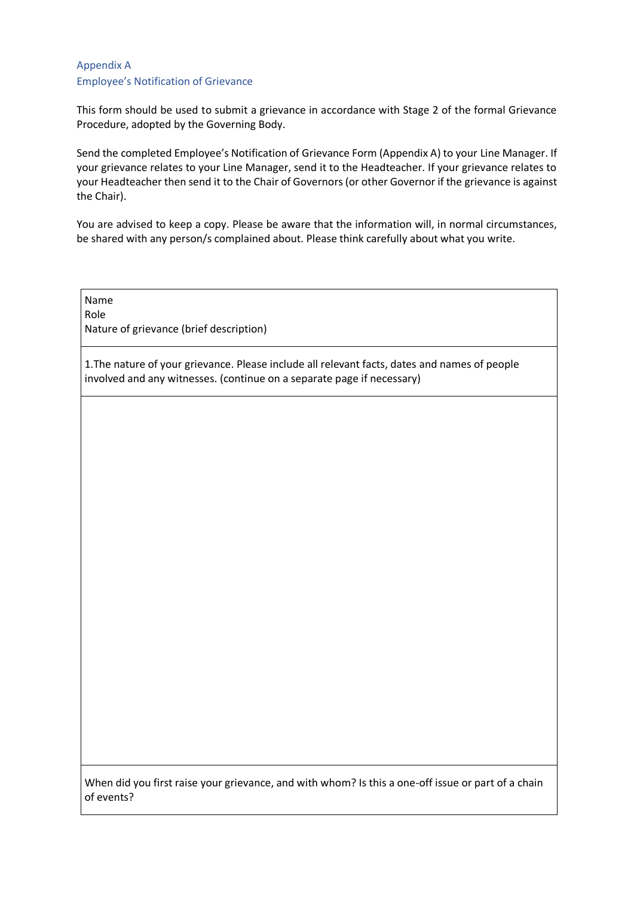## Appendix A
## Employee's Notification of Grievance

This form should be used to submit a grievance in accordance with Stage 2 of the formal Grievance Procedure, adopted by the Governing Body.

Send the completed Employee's Notification of Grievance Form (Appendix A) to your Line Manager. If your grievance relates to your Line Manager, send it to the Headteacher. If your grievance relates to your Headteacher then send it to the Chair of Governors (or other Governor if the grievance is against the Chair).

You are advised to keep a copy. Please be aware that the information will, in normal circumstances, be shared with any person/s complained about. Please think carefully about what you write.

| Name<br>Role<br>Nature of grievance (brief description) |
|---|
| 1.The nature of your grievance. Please include all relevant facts, dates and names of people involved and any witnesses. (continue on a separate page if necessary) |
| |
| When did you first raise your grievance, and with whom? Is this a one-off issue or part of a chain of events? |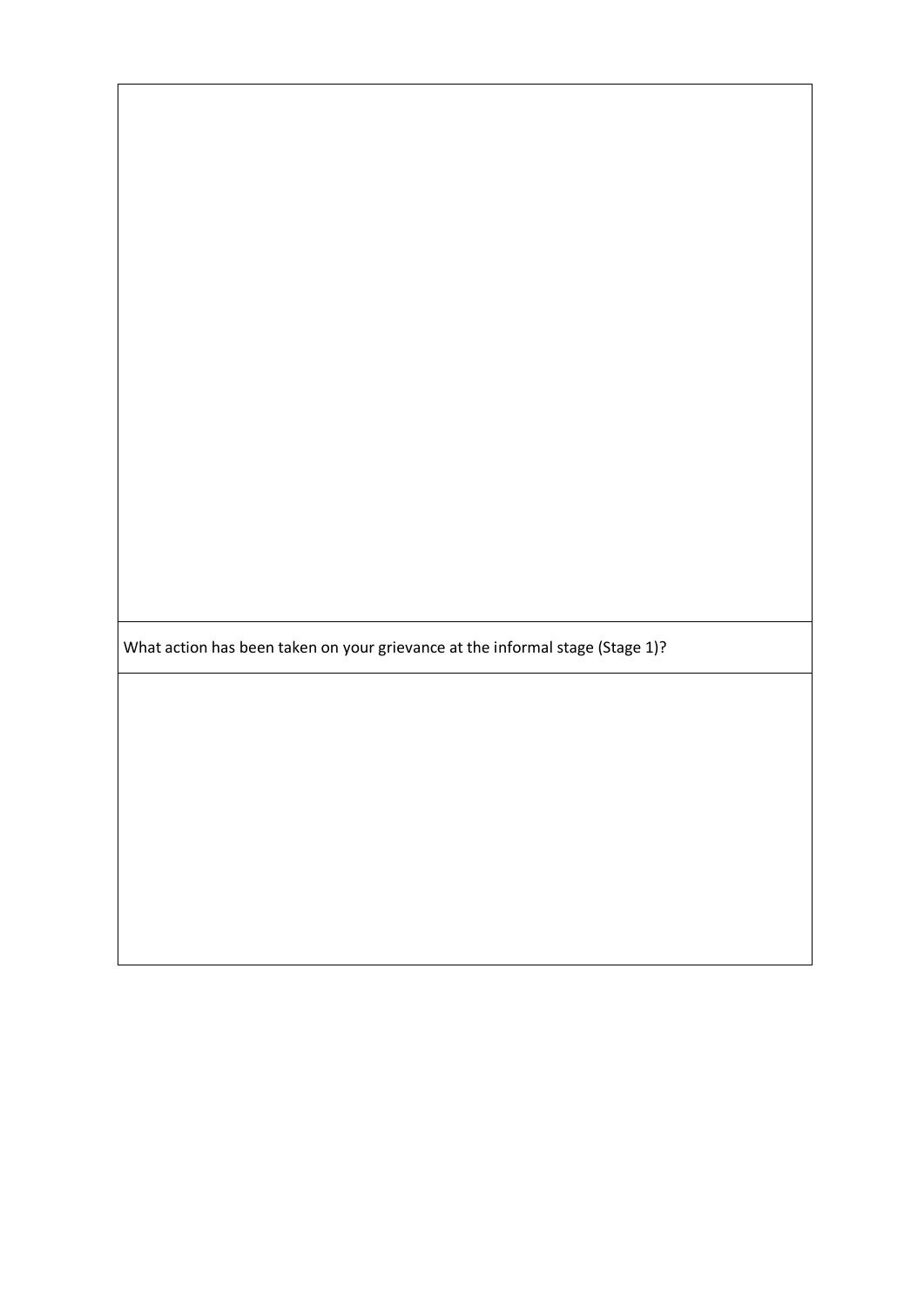What action has been taken on your grievance at the informal stage (Stage 1)?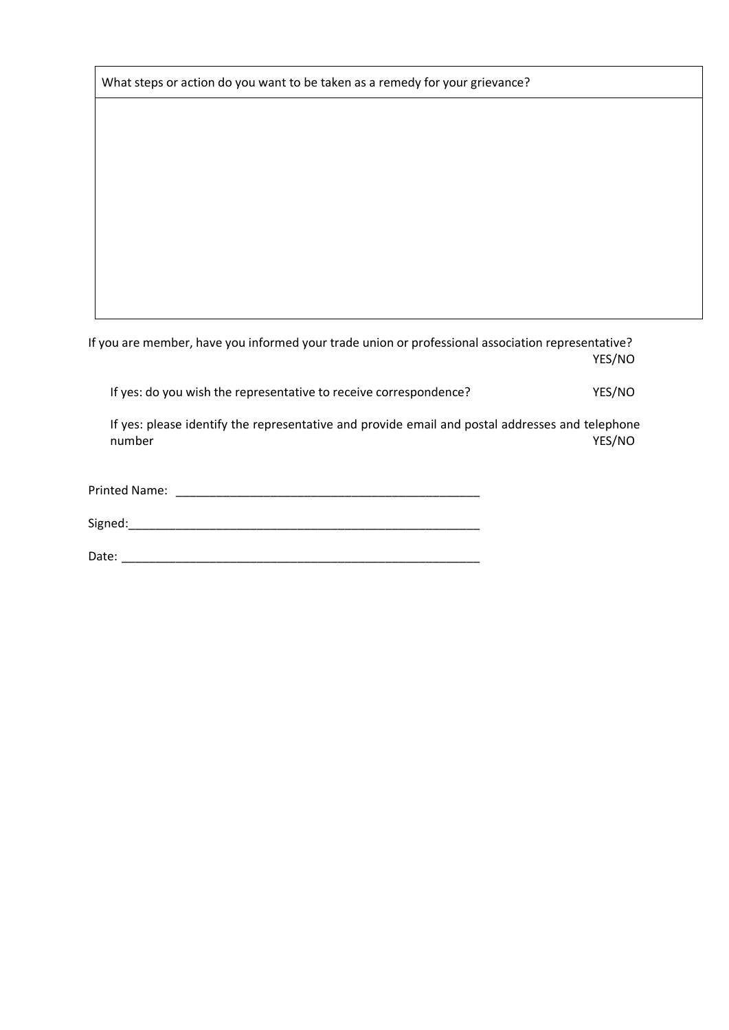| What steps or action do you want to be taken as a remedy for your grievance? |
| --- |
| |

If you are member, have you informed your trade union or professional association representative? YES/NO

If yes: do you wish the representative to receive correspondence? YES/NO

If yes: please identify the representative and provide email and postal addresses and telephone number YES/NO

Printed Name: ______________________________________________

Signed:_______________________________________________________

Date: ________________________________________________________